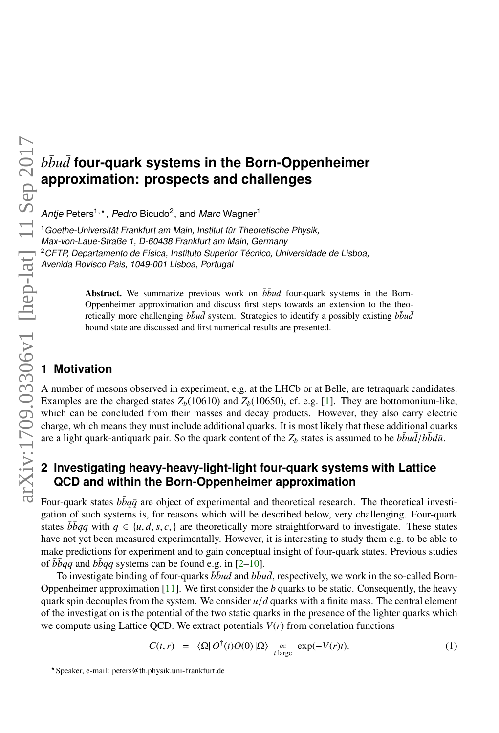# $b\bar{b}u\bar{d}$ four-quark systems in the Born-Oppenheimer approximation: prospects and challenges

*Antje* Peters[1,⋆], *Pedro* Bicudo[2], and *Marc* Wagner[1]

[1]*Goethe-Universität Frankfurt am Main, Institut für Theoretische Physik, Max-von-Laue-Straße 1, D-60438 Frankfurt am Main, Germany*

[2]*CFTP, Departamento de Física, Instituto Superior Técnico, Universidade de Lisboa, Avenida Rovisco Pais, 1049-001 Lisboa, Portugal*

**Abstract.** We summarize previous work on $\bar{b}\bar{b}ud$ four-quark systems in the Born-Oppenheimer approximation and discuss first steps towards an extension to the theoretically more challenging $b\bar{b}u\bar{d}$ system. Strategies to identify a possibly existing $b\bar{b}u\bar{d}$ bound state are discussed and first numerical results are presented.

## 1 Motivation

A number of mesons observed in experiment, e.g. at the LHCb or at Belle, are tetraquark candidates. Examples are the charged states $Z_b(10610)$ and $Z_b(10650)$, cf. e.g. [1]. They are bottomonium-like, which can be concluded from their masses and decay products. However, they also carry electric charge, which means they must include additional quarks. It is most likely that these additional quarks are a light quark-antiquark pair. So the quark content of the $Z_b$ states is assumed to be $b\bar{b}u\bar{d}/b\bar{b}d\bar{u}$.

## 2 Investigating heavy-heavy-light-light four-quark systems with Lattice QCD and within the Born-Oppenheimer approximation

Four-quark states $b\bar{b}q\bar{q}$ are object of experimental and theoretical research. The theoretical investigation of such systems is, for reasons which will be described below, very challenging. Four-quark states $\bar{b}\bar{b}qq$ with $q \in \{u, d, s, c,\}$ are theoretically more straightforward to investigate. These states have not yet been measured experimentally. However, it is interesting to study them e.g. to be able to make predictions for experiment and to gain conceptual insight of four-quark states. Previous studies of $\bar{b}\bar{b}qq$ and $b\bar{b}q\bar{q}$ systems can be found e.g. in [2–10].

To investigate binding of four-quarks $\bar{b}\bar{b}ud$ and $b\bar{b}u\bar{d}$, respectively, we work in the so-called Born-Oppenheimer approximation [11]. We first consider the $b$ quarks to be static. Consequently, the heavy quark spin decouples from the system. We consider $u/d$ quarks with a finite mass. The central element of the investigation is the potential of the two static quarks in the presence of the lighter quarks which we compute using Lattice QCD. We extract potentials $V(r)$ from correlation functions

$$C(t, r) = \langle\Omega| O^{\dagger}(t)O(0) |\Omega\rangle \underset{t \text{ large}}{\propto} \exp(-V(r)t). \tag{1}$$

⋆Speaker, e-mail: peters@th.physik.uni-frankfurt.de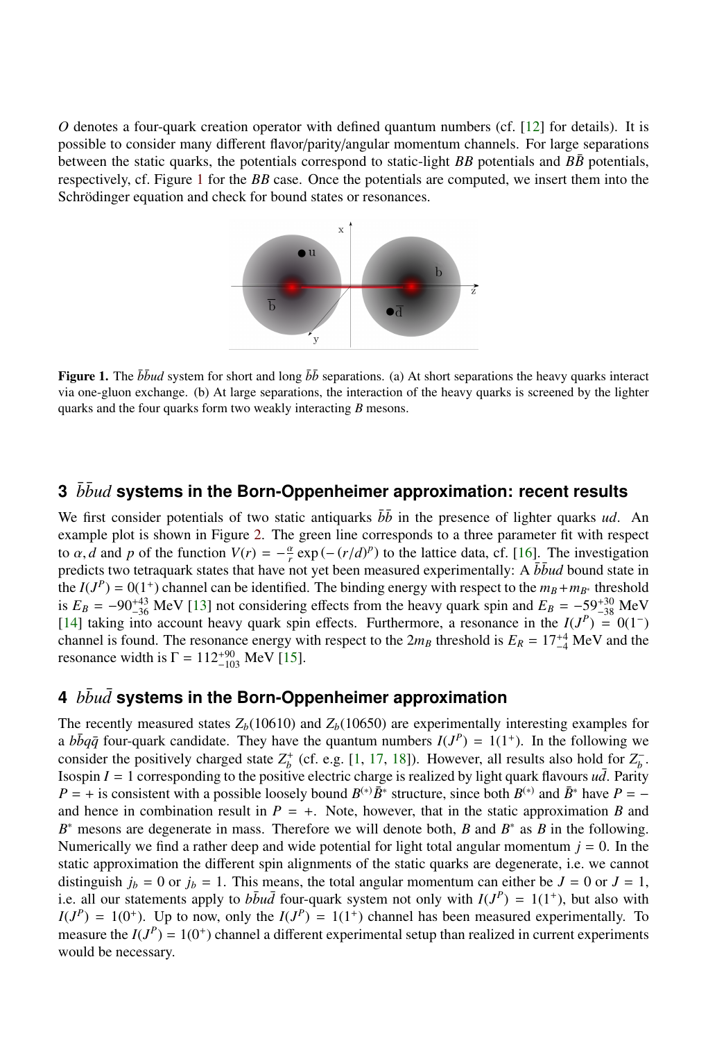$O$ denotes a four-quark creation operator with defined quantum numbers (cf. [12] for details). It is possible to consider many different flavor/parity/angular momentum channels. For large separations between the static quarks, the potentials correspond to static-light $BB$ potentials and $B\bar{B}$ potentials, respectively, cf. Figure 1 for the $BB$ case. Once the potentials are computed, we insert them into the Schrödinger equation and check for bound states or resonances.

**Figure 1.** The $\bar{b}\bar{b}ud$ system for short and long $\bar{b}\bar{b}$ separations. (a) At short separations the heavy quarks interact via one-gluon exchange. (b) At large separations, the interaction of the heavy quarks is screened by the lighter quarks and the four quarks form two weakly interacting $B$ mesons.

## 3 $\bar{b}\bar{b}ud$ systems in the Born-Oppenheimer approximation: recent results

We first consider potentials of two static antiquarks $\bar{b}\bar{b}$ in the presence of lighter quarks $ud$. An example plot is shown in Figure 2. The green line corresponds to a three parameter fit with respect to $\alpha, d$ and $p$ of the function $V(r) = -\frac{\alpha}{r}\exp(-(r/d)^p)$ to the lattice data, cf. [16]. The investigation predicts two tetraquark states that have not yet been measured experimentally: A $\bar{b}\bar{b}ud$ bound state in the $I(J^P) = 0(1^+)$ channel can be identified. The binding energy with respect to the $m_B + m_{B^*}$ threshold is $E_B = -90^{+43}_{-36}$ MeV [13] not considering effects from the heavy quark spin and $E_B = -59^{+30}_{-38}$ MeV [14] taking into account heavy quark spin effects. Furthermore, a resonance in the $I(J^P) = 0(1^-)$ channel is found. The resonance energy with respect to the $2m_B$ threshold is $E_R = 17^{+4}_{-4}$ MeV and the resonance width is $\Gamma = 112^{+90}_{-103}$ MeV [15].

## 4 $b\bar{b}u\bar{d}$ systems in the Born-Oppenheimer approximation

The recently measured states $Z_b(10610)$ and $Z_b(10650)$ are experimentally interesting examples for a $b\bar{b}q\bar{q}$ four-quark candidate. They have the quantum numbers $I(J^P) = 1(1^+)$. In the following we consider the positively charged state $Z_b^+$ (cf. e.g. [1, 17, 18]). However, all results also hold for $Z_b^-$. Isospin $I = 1$ corresponding to the positive electric charge is realized by light quark flavours $u\bar{d}$. Parity $P = +$ is consistent with a possible loosely bound $B^{(*)}\bar{B}^*$ structure, since both $B^{(*)}$ and $\bar{B}^*$ have $P = -$ and hence in combination result in $P = +$. Note, however, that in the static approximation $B$ and $B^*$ mesons are degenerate in mass. Therefore we will denote both, $B$ and $B^*$ as $B$ in the following. Numerically we find a rather deep and wide potential for light total angular momentum $j = 0$. In the static approximation the different spin alignments of the static quarks are degenerate, i.e. we cannot distinguish $j_b = 0$ or $j_b = 1$. This means, the total angular momentum can either be $J = 0$ or $J = 1$, i.e. all our statements apply to $b\bar{b}u\bar{d}$ four-quark system not only with $I(J^P) = 1(1^+)$, but also with $I(J^P) = 1(0^+)$. Up to now, only the $I(J^P) = 1(1^+)$ channel has been measured experimentally. To measure the $I(J^P) = 1(0^+)$ channel a different experimental setup than realized in current experiments would be necessary.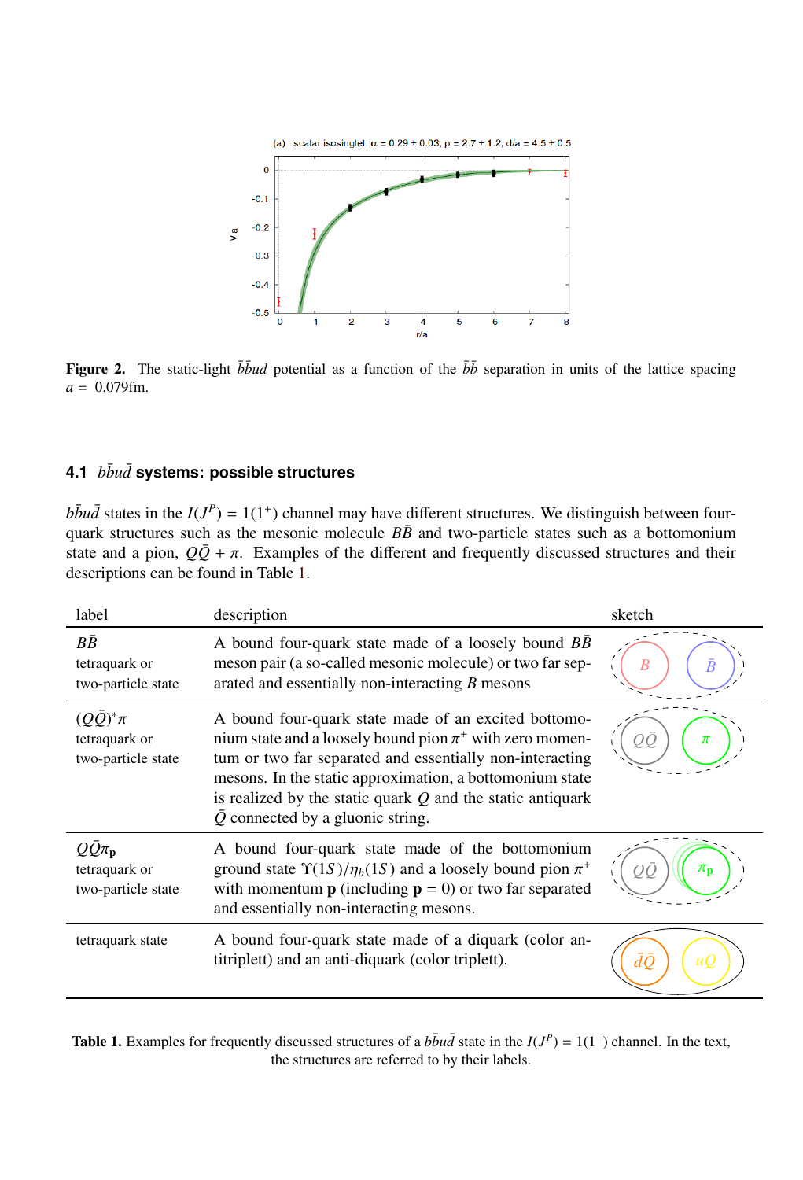**Figure 2.** The static-light $\bar{b}\bar{b}ud$ potential as a function of the $\bar{b}\bar{b}$ separation in units of the lattice spacing $a = 0.079$fm.

### 4.1 $b\bar{b}u\bar{d}$ systems: possible structures

$b\bar{b}u\bar{d}$ states in the $I(J^P) = 1(1^+)$ channel may have different structures. We distinguish between four-quark structures such as the mesonic molecule $B\bar{B}$ and two-particle states such as a bottomonium state and a pion, $Q\bar{Q} + \pi$. Examples of the different and frequently discussed structures and their descriptions can be found in Table 1.

| label | description | sketch |
|---|---|---|
| $B\bar{B}$ tetraquark or two-particle state | A bound four-quark state made of a loosely bound $B\bar{B}$ meson pair (a so-called mesonic molecule) or two far separated and essentially non-interacting $B$ mesons | $B$, $\bar{B}$ |
| $(Q\bar{Q})^*\pi$ tetraquark or two-particle state | A bound four-quark state made of an excited bottomonium state and a loosely bound pion $\pi^+$ with zero momentum or two far separated and essentially non-interacting mesons. In the static approximation, a bottomonium state is realized by the static quark $Q$ and the static antiquark $\bar{Q}$ connected by a gluonic string. | $Q\bar{Q}$, $\pi$ |
| $Q\bar{Q}\pi_{\mathbf{p}}$ tetraquark or two-particle state | A bound four-quark state made of the bottomonium ground state $\Upsilon(1S)/\eta_b(1S)$ and a loosely bound pion $\pi^+$ with momentum $\mathbf{p}$ (including $\mathbf{p} = 0$) or two far separated and essentially non-interacting mesons. | $Q\bar{Q}$, $\pi_{\mathbf{p}}$ |
| tetraquark state | A bound four-quark state made of a diquark (color antitriplett) and an anti-diquark (color triplett). | $\bar{d}\bar{Q}$, $uQ$ |

**Table 1.** Examples for frequently discussed structures of a $b\bar{b}u\bar{d}$ state in the $I(J^P) = 1(1^+)$ channel. In the text, the structures are referred to by their labels.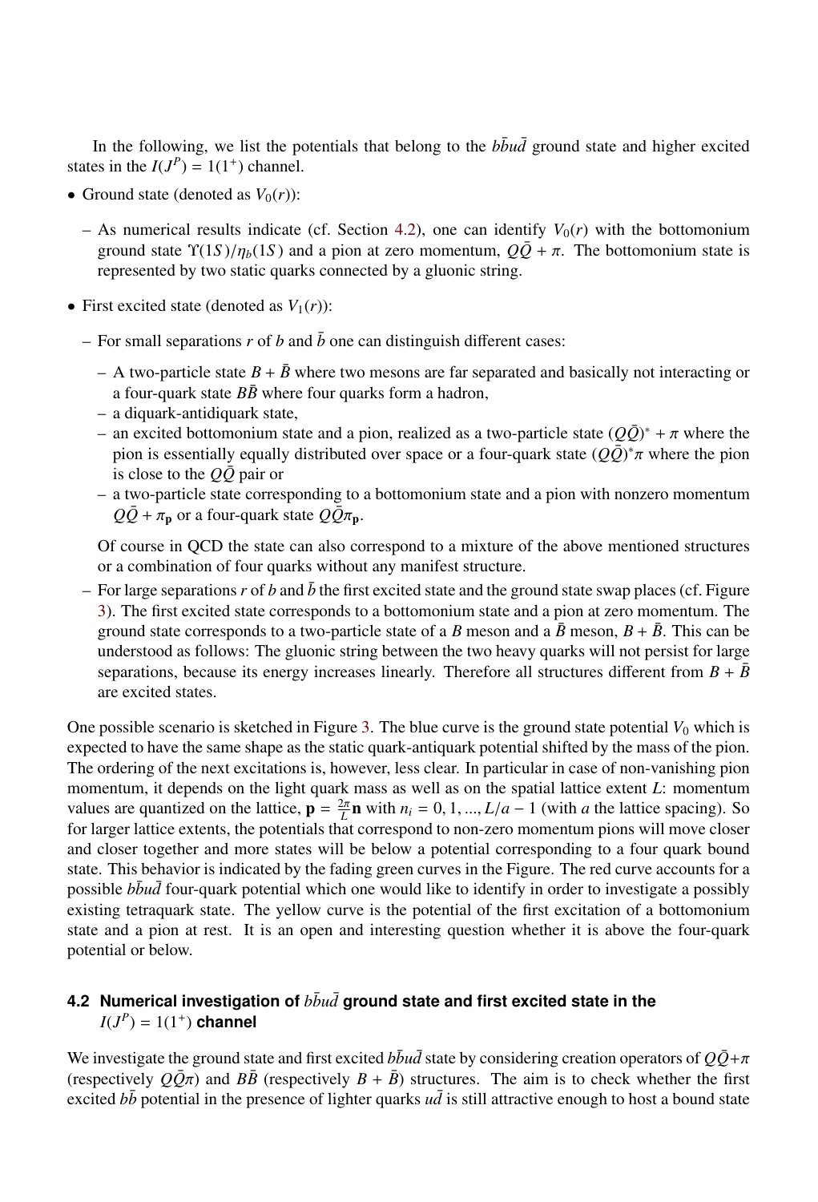In the following, we list the potentials that belong to the $b\bar{b}u\bar{d}$ ground state and higher excited states in the $I(J^P) = 1(1^+)$ channel.

- Ground state (denoted as $V_0(r)$):
  - As numerical results indicate (cf. Section 4.2), one can identify $V_0(r)$ with the bottomonium ground state $\Upsilon(1S)/\eta_b(1S)$ and a pion at zero momentum, $Q\bar{Q} + \pi$. The bottomonium state is represented by two static quarks connected by a gluonic string.
- First excited state (denoted as $V_1(r)$):
  - For small separations $r$ of $b$ and $\bar{b}$ one can distinguish different cases:
    - A two-particle state $B + \bar{B}$ where two mesons are far separated and basically not interacting or a four-quark state $B\bar{B}$ where four quarks form a hadron,
    - a diquark-antidiquark state,
    - an excited bottomonium state and a pion, realized as a two-particle state $(Q\bar{Q})^* + \pi$ where the pion is essentially equally distributed over space or a four-quark state $(Q\bar{Q})^*\pi$ where the pion is close to the $Q\bar{Q}$ pair or
    - a two-particle state corresponding to a bottomonium state and a pion with nonzero momentum $Q\bar{Q} + \pi_{\mathbf{p}}$ or a four-quark state $Q\bar{Q}\pi_{\mathbf{p}}$.

    Of course in QCD the state can also correspond to a mixture of the above mentioned structures or a combination of four quarks without any manifest structure.
  - For large separations $r$ of $b$ and $\bar{b}$ the first excited state and the ground state swap places (cf. Figure 3). The first excited state corresponds to a bottomonium state and a pion at zero momentum. The ground state corresponds to a two-particle state of a $B$ meson and a $\bar{B}$ meson, $B + \bar{B}$. This can be understood as follows: The gluonic string between the two heavy quarks will not persist for large separations, because its energy increases linearly. Therefore all structures different from $B + \bar{B}$ are excited states.

One possible scenario is sketched in Figure 3. The blue curve is the ground state potential $V_0$ which is expected to have the same shape as the static quark-antiquark potential shifted by the mass of the pion. The ordering of the next excitations is, however, less clear. In particular in case of non-vanishing pion momentum, it depends on the light quark mass as well as on the spatial lattice extent $L$: momentum values are quantized on the lattice, $\mathbf{p} = \frac{2\pi}{L}\mathbf{n}$ with $n_i = 0, 1, ..., L/a - 1$ (with $a$ the lattice spacing). So for larger lattice extents, the potentials that correspond to non-zero momentum pions will move closer and closer together and more states will be below a potential corresponding to a four quark bound state. This behavior is indicated by the fading green curves in the Figure. The red curve accounts for a possible $b\bar{b}u\bar{d}$ four-quark potential which one would like to identify in order to investigate a possibly existing tetraquark state. The yellow curve is the potential of the first excitation of a bottomonium state and a pion at rest. It is an open and interesting question whether it is above the four-quark potential or below.

## 4.2 Numerical investigation of $b\bar{b}u\bar{d}$ ground state and first excited state in the $I(J^P) = 1(1^+)$ channel

We investigate the ground state and first excited $b\bar{b}u\bar{d}$ state by considering creation operators of $Q\bar{Q}+\pi$ (respectively $Q\bar{Q}\pi$) and $B\bar{B}$ (respectively $B + \bar{B}$) structures. The aim is to check whether the first excited $b\bar{b}$ potential in the presence of lighter quarks $u\bar{d}$ is still attractive enough to host a bound state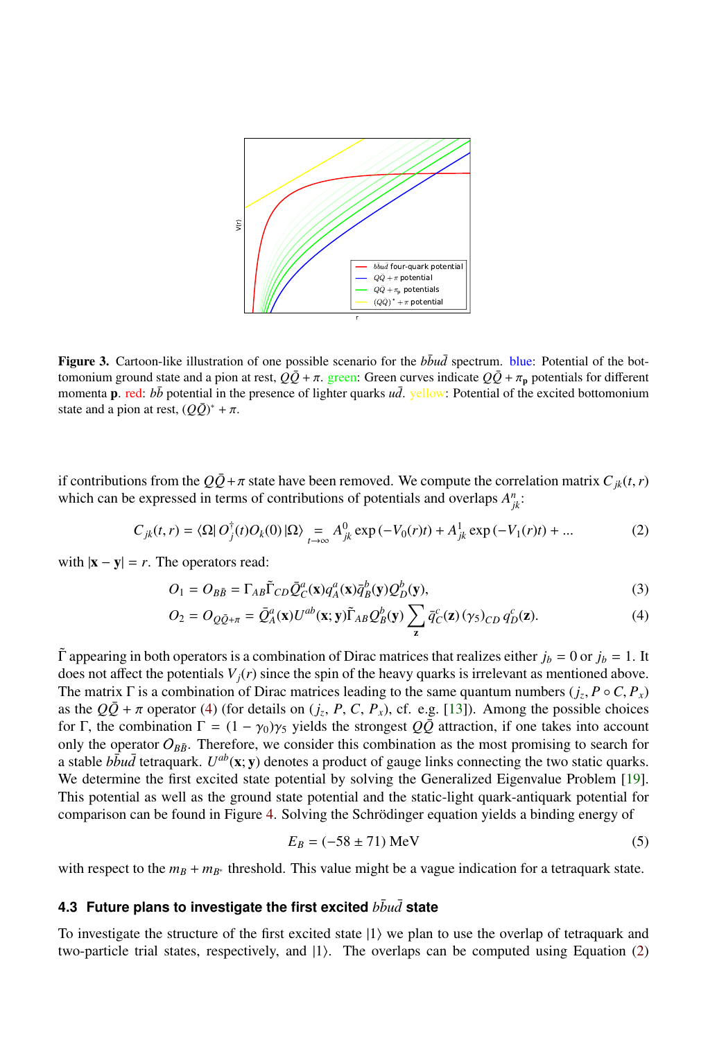**Figure 3.** Cartoon-like illustration of one possible scenario for the $b\bar{b}u\bar{d}$ spectrum. blue: Potential of the bottomonium ground state and a pion at rest, $Q\bar{Q} + \pi$. green: Green curves indicate $Q\bar{Q} + \pi_{\mathbf{p}}$ potentials for different momenta $\mathbf{p}$. red: $b\bar{b}$ potential in the presence of lighter quarks $u\bar{d}$. yellow: Potential of the excited bottomonium state and a pion at rest, $(Q\bar{Q})^* + \pi$.

if contributions from the $Q\bar{Q}+\pi$ state have been removed. We compute the correlation matrix $C_{jk}(t,r)$ which can be expressed in terms of contributions of potentials and overlaps $A^n_{jk}$:

$$C_{jk}(t,r) = \langle\Omega|\, O^\dagger_j(t) O_k(0)\, |\Omega\rangle \underset{t\to\infty}{=} A^0_{jk} \exp\left(-V_0(r)t\right) + A^1_{jk} \exp\left(-V_1(r)t\right) + \ldots \tag{2}$$

with $|\mathbf{x} - \mathbf{y}| = r$. The operators read:

$$O_1 = O_{B\bar{B}} = \Gamma_{AB}\tilde{\Gamma}_{CD}\bar{Q}^a_C(\mathbf{x})q^a_A(\mathbf{x})\bar{q}^b_B(\mathbf{y})Q^b_D(\mathbf{y}), \tag{3}$$

$$O_2 = O_{Q\bar{Q}+\pi} = \bar{Q}^a_A(\mathbf{x})U^{ab}(\mathbf{x};\mathbf{y})\tilde{\Gamma}_{AB}Q^b_B(\mathbf{y}) \sum_{\mathbf{z}} \bar{q}^c_C(\mathbf{z})\,(\gamma_5)_{CD}\, q^c_D(\mathbf{z}). \tag{4}$$

$\tilde{\Gamma}$ appearing in both operators is a combination of Dirac matrices that realizes either $j_b = 0$ or $j_b = 1$. It does not affect the potentials $V_j(r)$ since the spin of the heavy quarks is irrelevant as mentioned above. The matrix $\Gamma$ is a combination of Dirac matrices leading to the same quantum numbers $(j_z, P \circ C, P_x)$ as the $Q\bar{Q} + \pi$ operator (4) (for details on $(j_z, P, C, P_x)$, cf. e.g. [13]). Among the possible choices for $\Gamma$, the combination $\Gamma = (1 - \gamma_0)\gamma_5$ yields the strongest $Q\bar{Q}$ attraction, if one takes into account only the operator $O_{B\bar{B}}$. Therefore, we consider this combination as the most promising to search for a stable $b\bar{b}u\bar{d}$ tetraquark. $U^{ab}(\mathbf{x};\mathbf{y})$ denotes a product of gauge links connecting the two static quarks. We determine the first excited state potential by solving the Generalized Eigenvalue Problem [19]. This potential as well as the ground state potential and the static-light quark-antiquark potential for comparison can be found in Figure 4. Solving the Schrödinger equation yields a binding energy of

$$E_B = (-58 \pm 71)\ \text{MeV} \tag{5}$$

with respect to the $m_B + m_{B^*}$ threshold. This value might be a vague indication for a tetraquark state.

### 4.3 Future plans to investigate the first excited $b\bar{b}u\bar{d}$ state

To investigate the structure of the first excited state $|1\rangle$ we plan to use the overlap of tetraquark and two-particle trial states, respectively, and $|1\rangle$. The overlaps can be computed using Equation (2)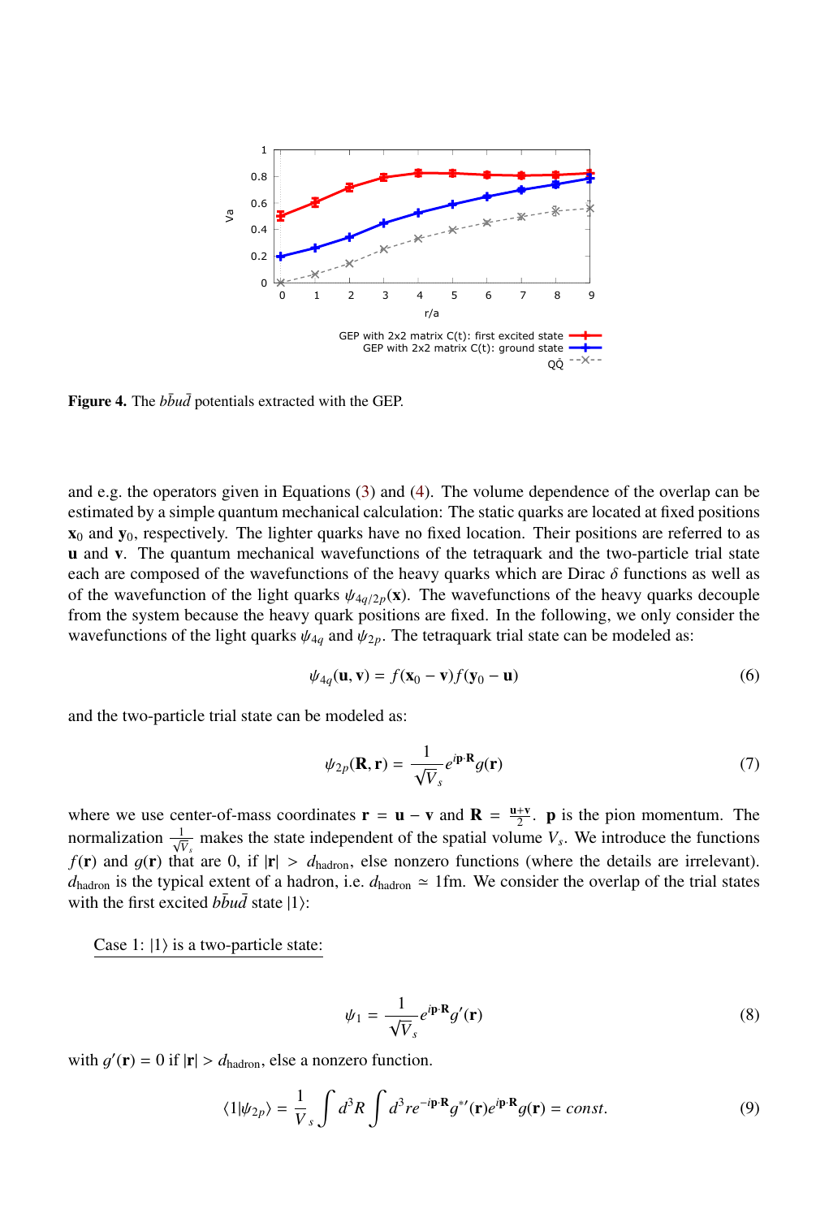**Figure 4.** The $\bar{b}\bar{b}ud$ potentials extracted with the GEP.

and e.g. the operators given in Equations (3) and (4). The volume dependence of the overlap can be estimated by a simple quantum mechanical calculation: The static quarks are located at fixed positions $\mathbf{x}_0$ and $\mathbf{y}_0$, respectively. The lighter quarks have no fixed location. Their positions are referred to as $\mathbf{u}$ and $\mathbf{v}$. The quantum mechanical wavefunctions of the tetraquark and the two-particle trial state each are composed of the wavefunctions of the heavy quarks which are Dirac $\delta$ functions as well as of the wavefunction of the light quarks $\psi_{4q/2p}(\mathbf{x})$. The wavefunctions of the heavy quarks decouple from the system because the heavy quark positions are fixed. In the following, we only consider the wavefunctions of the light quarks $\psi_{4q}$ and $\psi_{2p}$. The tetraquark trial state can be modeled as:

$$\psi_{4q}(\mathbf{u}, \mathbf{v}) = f(\mathbf{x}_0 - \mathbf{v}) f(\mathbf{y}_0 - \mathbf{u}) \tag{6}$$

and the two-particle trial state can be modeled as:

$$\psi_{2p}(\mathbf{R}, \mathbf{r}) = \frac{1}{\sqrt{V_s}} e^{i\mathbf{p}\cdot\mathbf{R}} g(\mathbf{r}) \tag{7}$$

where we use center-of-mass coordinates $\mathbf{r} = \mathbf{u} - \mathbf{v}$ and $\mathbf{R} = \frac{\mathbf{u}+\mathbf{v}}{2}$. $\mathbf{p}$ is the pion momentum. The normalization $\frac{1}{\sqrt{V_s}}$ makes the state independent of the spatial volume $V_s$. We introduce the functions $f(\mathbf{r})$ and $g(\mathbf{r})$ that are 0, if $|\mathbf{r}| > d_{\text{hadron}}$, else nonzero functions (where the details are irrelevant). $d_{\text{hadron}}$ is the typical extent of a hadron, i.e. $d_{\text{hadron}} \simeq 1\text{fm}$. We consider the overlap of the trial states with the first excited $\bar{b}\bar{b}ud$ state $|1\rangle$:

Case 1: $|1\rangle$ is a two-particle state:

$$\psi_1 = \frac{1}{\sqrt{V_s}} e^{i\mathbf{p}\cdot\mathbf{R}} g'(\mathbf{r}) \tag{8}$$

with $g'(\mathbf{r}) = 0$ if $|\mathbf{r}| > d_{\text{hadron}}$, else a nonzero function.

$$\langle 1|\psi_{2p}\rangle = \frac{1}{V_s} \int d^3R \int d^3r e^{-i\mathbf{p}\cdot\mathbf{R}} g^{*\prime}(\mathbf{r}) e^{i\mathbf{p}\cdot\mathbf{R}} g(\mathbf{r}) = const. \tag{9}$$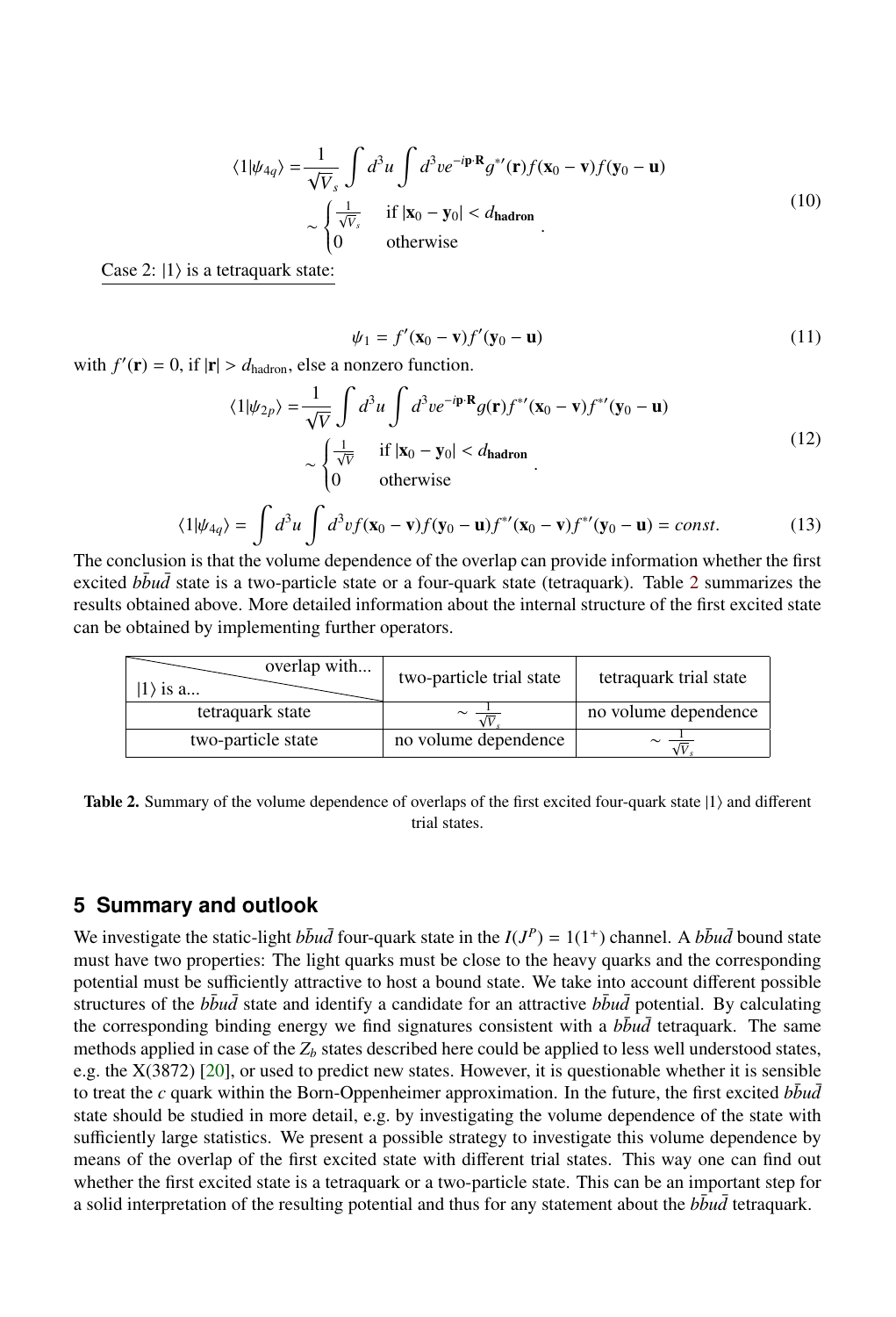$$
\begin{aligned}
\langle 1|\psi_{4q}\rangle =& \frac{1}{\sqrt{V_s}} \int d^3u \int d^3v e^{-i\mathbf{p}\cdot\mathbf{R}} g^{*\prime}(\mathbf{r}) f(\mathbf{x}_0 - \mathbf{v}) f(\mathbf{y}_0 - \mathbf{u}) \\
\sim& \begin{cases} \frac{1}{\sqrt{V_s}} & \text{if } |\mathbf{x}_0 - \mathbf{y}_0| < d_{\textbf{hadron}} \\ 0 & \text{otherwise} \end{cases}.
\end{aligned} \tag{10}
$$

Case 2: $|1\rangle$ is a tetraquark state:

$$
\psi_1 = f'(\mathbf{x}_0 - \mathbf{v}) f'(\mathbf{y}_0 - \mathbf{u}) \tag{11}
$$

with $f'(\mathbf{r}) = 0$, if $|\mathbf{r}| > d_{\text{hadron}}$, else a nonzero function.

$$
\begin{aligned}
\langle 1|\psi_{2p}\rangle =& \frac{1}{\sqrt{V}} \int d^3u \int d^3v e^{-i\mathbf{p}\cdot\mathbf{R}} g(\mathbf{r}) f^{*\prime}(\mathbf{x}_0 - \mathbf{v}) f^{*\prime}(\mathbf{y}_0 - \mathbf{u}) \\
\sim& \begin{cases} \frac{1}{\sqrt{V}} & \text{if } |\mathbf{x}_0 - \mathbf{y}_0| < d_{\textbf{hadron}} \\ 0 & \text{otherwise} \end{cases}.
\end{aligned} \tag{12}
$$

$$
\langle 1|\psi_{4q}\rangle = \int d^3u \int d^3v f(\mathbf{x}_0 - \mathbf{v}) f(\mathbf{y}_0 - \mathbf{u}) f^{*\prime}(\mathbf{x}_0 - \mathbf{v}) f^{*\prime}(\mathbf{y}_0 - \mathbf{u}) = const. \tag{13}
$$

The conclusion is that the volume dependence of the overlap can provide information whether the first excited $b\bar{b}u\bar{d}$ state is a two-particle state or a four-quark state (tetraquark). Table 2 summarizes the results obtained above. More detailed information about the internal structure of the first excited state can be obtained by implementing further operators.

| $\lvert 1\rangle$ is a... \ overlap with... | two-particle trial state | tetraquark trial state |
|---|---|---|
| tetraquark state | $\sim \frac{1}{\sqrt{V_s}}$ | no volume dependence |
| two-particle state | no volume dependence | $\sim \frac{1}{\sqrt{V_s}}$ |

**Table 2.** Summary of the volume dependence of overlaps of the first excited four-quark state $|1\rangle$ and different trial states.

## 5 Summary and outlook

We investigate the static-light $b\bar{b}u\bar{d}$ four-quark state in the $I(J^P) = 1(1^+)$ channel. A $b\bar{b}u\bar{d}$ bound state must have two properties: The light quarks must be close to the heavy quarks and the corresponding potential must be sufficiently attractive to host a bound state. We take into account different possible structures of the $b\bar{b}u\bar{d}$ state and identify a candidate for an attractive $b\bar{b}u\bar{d}$ potential. By calculating the corresponding binding energy we find signatures consistent with a $b\bar{b}u\bar{d}$ tetraquark. The same methods applied in case of the $Z_b$ states described here could be applied to less well understood states, e.g. the X(3872) [20], or used to predict new states. However, it is questionable whether it is sensible to treat the $c$ quark within the Born-Oppenheimer approximation. In the future, the first excited $b\bar{b}u\bar{d}$ state should be studied in more detail, e.g. by investigating the volume dependence of the state with sufficiently large statistics. We present a possible strategy to investigate this volume dependence by means of the overlap of the first excited state with different trial states. This way one can find out whether the first excited state is a tetraquark or a two-particle state. This can be an important step for a solid interpretation of the resulting potential and thus for any statement about the $b\bar{b}u\bar{d}$ tetraquark.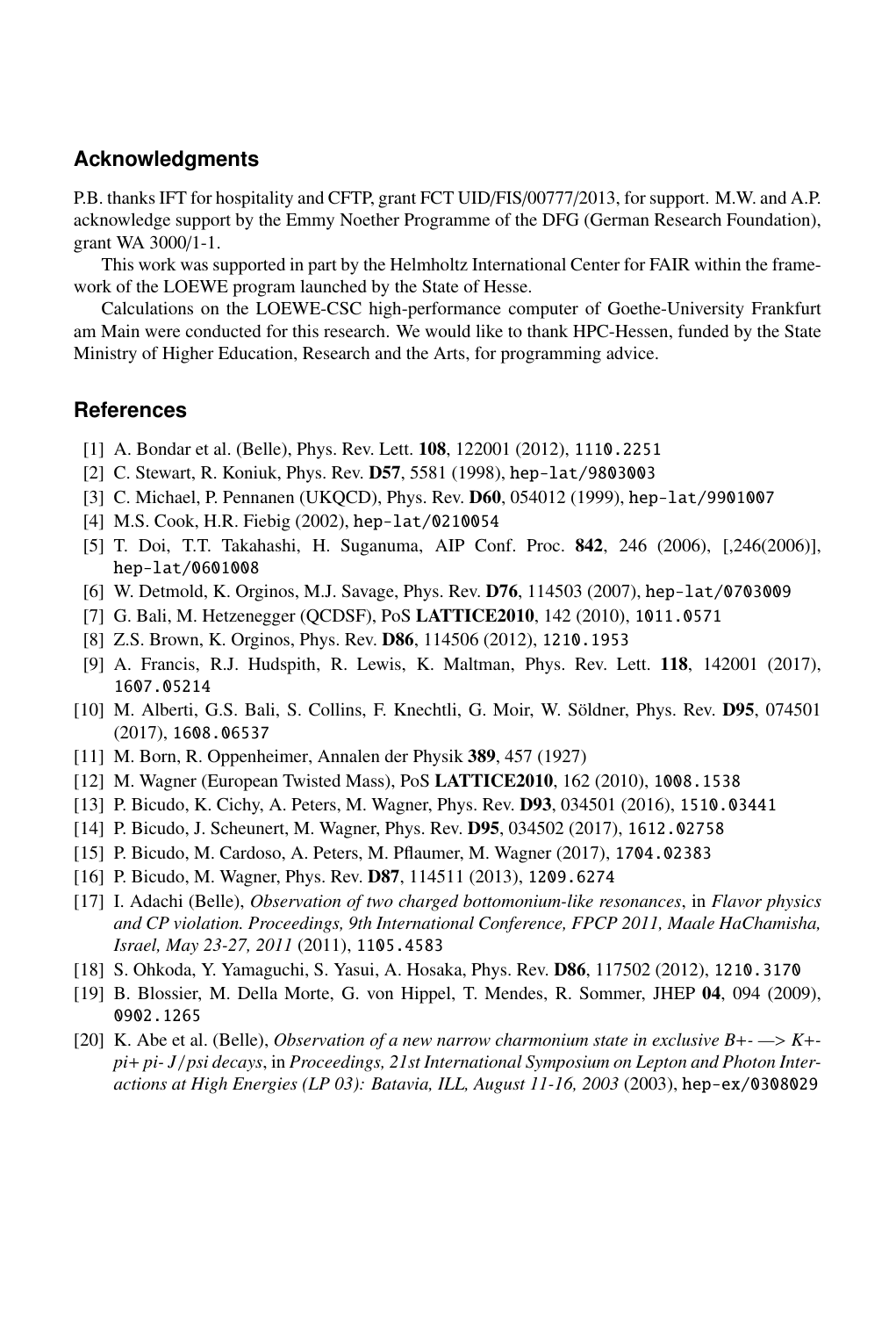## Acknowledgments

P.B. thanks IFT for hospitality and CFTP, grant FCT UID/FIS/00777/2013, for support. M.W. and A.P. acknowledge support by the Emmy Noether Programme of the DFG (German Research Foundation), grant WA 3000/1-1.

This work was supported in part by the Helmholtz International Center for FAIR within the framework of the LOEWE program launched by the State of Hesse.

Calculations on the LOEWE-CSC high-performance computer of Goethe-University Frankfurt am Main were conducted for this research. We would like to thank HPC-Hessen, funded by the State Ministry of Higher Education, Research and the Arts, for programming advice.

## References

[1] A. Bondar et al. (Belle), Phys. Rev. Lett. **108**, 122001 (2012), 1110.2251

[2] C. Stewart, R. Koniuk, Phys. Rev. **D57**, 5581 (1998), hep-lat/9803003

[3] C. Michael, P. Pennanen (UKQCD), Phys. Rev. **D60**, 054012 (1999), hep-lat/9901007

[4] M.S. Cook, H.R. Fiebig (2002), hep-lat/0210054

[5] T. Doi, T.T. Takahashi, H. Suganuma, AIP Conf. Proc. **842**, 246 (2006), [,246(2006)], hep-lat/0601008

[6] W. Detmold, K. Orginos, M.J. Savage, Phys. Rev. **D76**, 114503 (2007), hep-lat/0703009

[7] G. Bali, M. Hetzenegger (QCDSF), PoS **LATTICE2010**, 142 (2010), 1011.0571

[8] Z.S. Brown, K. Orginos, Phys. Rev. **D86**, 114506 (2012), 1210.1953

[9] A. Francis, R.J. Hudspith, R. Lewis, K. Maltman, Phys. Rev. Lett. **118**, 142001 (2017), 1607.05214

[10] M. Alberti, G.S. Bali, S. Collins, F. Knechtli, G. Moir, W. Söldner, Phys. Rev. **D95**, 074501 (2017), 1608.06537

[11] M. Born, R. Oppenheimer, Annalen der Physik **389**, 457 (1927)

[12] M. Wagner (European Twisted Mass), PoS **LATTICE2010**, 162 (2010), 1008.1538

[13] P. Bicudo, K. Cichy, A. Peters, M. Wagner, Phys. Rev. **D93**, 034501 (2016), 1510.03441

[14] P. Bicudo, J. Scheunert, M. Wagner, Phys. Rev. **D95**, 034502 (2017), 1612.02758

[15] P. Bicudo, M. Cardoso, A. Peters, M. Pflaumer, M. Wagner (2017), 1704.02383

[16] P. Bicudo, M. Wagner, Phys. Rev. **D87**, 114511 (2013), 1209.6274

[17] I. Adachi (Belle), *Observation of two charged bottomonium-like resonances*, in *Flavor physics and CP violation. Proceedings, 9th International Conference, FPCP 2011, Maale HaChamisha, Israel, May 23-27, 2011* (2011), 1105.4583

[18] S. Ohkoda, Y. Yamaguchi, S. Yasui, A. Hosaka, Phys. Rev. **D86**, 117502 (2012), 1210.3170

[19] B. Blossier, M. Della Morte, G. von Hippel, T. Mendes, R. Sommer, JHEP **04**, 094 (2009), 0902.1265

[20] K. Abe et al. (Belle), *Observation of a new narrow charmonium state in exclusive B+- —> K+- pi+ pi- J/psi decays*, in *Proceedings, 21st International Symposium on Lepton and Photon Interactions at High Energies (LP 03): Batavia, ILL, August 11-16, 2003* (2003), hep-ex/0308029